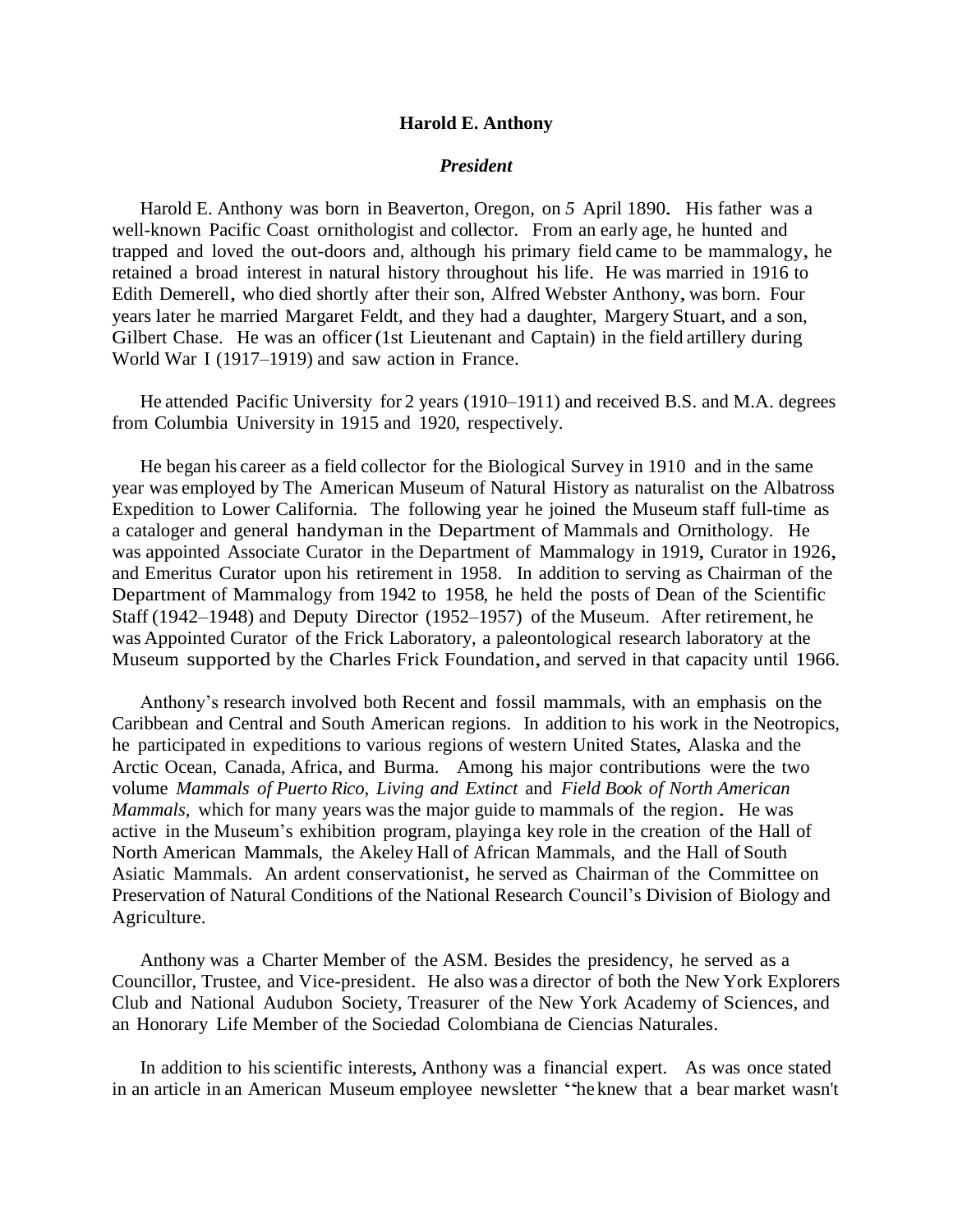# Harold E. Anthony

## *President*

Harold E. Anthony was born in Beaverton, Oregon, on *5* April 1890. His father was a well-known Pacific Coast ornithologist and collector. From an early age, he hunted and trapped and loved the out-doors and, although his primary field came to be mammalogy, he retained a broad interest in natural history throughout his life. He was married in 1916 to Edith Demerell, who died shortly after their son, Alfred Webster Anthony, was born. Four years later he married Margaret Feldt, and they had a daughter, Margery Stuart, and a son, Gilbert Chase. He was an officer (1st Lieutenant and Captain) in the field artillery during World War I (1917–1919) and saw action in France.

He attended Pacific University for 2 years (1910–1911) and received B.S. and M.A. degrees from Columbia University in 1915 and 1920, respectively.

He began his career as a field collector for the Biological Survey in 1910 and in the same year was employed by The American Museum of Natural History as naturalist on the Albatross Expedition to Lower California. The following year he joined the Museum staff full-time as a cataloger and general handyman in the Department of Mammals and Ornithology. He was appointed Associate Curator in the Department of Mammalogy in 1919, Curator in 1926, and Emeritus Curator upon his retirement in 1958. In addition to serving as Chairman of the Department of Mammalogy from 1942 to 1958, he held the posts of Dean of the Scientific Staff (1942–1948) and Deputy Director (1952–1957) of the Museum. After retirement, he was Appointed Curator of the Frick Laboratory, a paleontological research laboratory at the Museum supported by the Charles Frick Foundation, and served in that capacity until 1966.

Anthony's research involved both Recent and fossil mammals, with an emphasis on the Caribbean and Central and South American regions. In addition to his work in the Neotropics, he participated in expeditions to various regions of western United States, Alaska and the Arctic Ocean, Canada, Africa, and Burma. Among his major contributions were the two volume *Mammals of Puerto Rico, Living and Extinct* and *Field Book of North American Mammals*, which for many years was the major guide to mammals of the region. He was active in the Museum's exhibition program, playinga key role in the creation of the Hall of North American Mammals, the Akeley Hall of African Mammals, and the Hall of South Asiatic Mammals. An ardent conservationist, he served as Chairman of the Committee on Preservation of Natural Conditions of the National Research Council's Division of Biology and Agriculture.

Anthony was a Charter Member of the ASM. Besides the presidency, he served as a Councillor, Trustee, and Vice-president. He also was a director of both the New York Explorers Club and National Audubon Society, Treasurer of the New York Academy of Sciences, and an Honorary Life Member of the Sociedad Colombiana de Ciencias Naturales.

In addition to his scientific interests, Anthony was a financial expert. As was once stated in an article in an American Museum employee newsletter "he knew that a bear market wasn't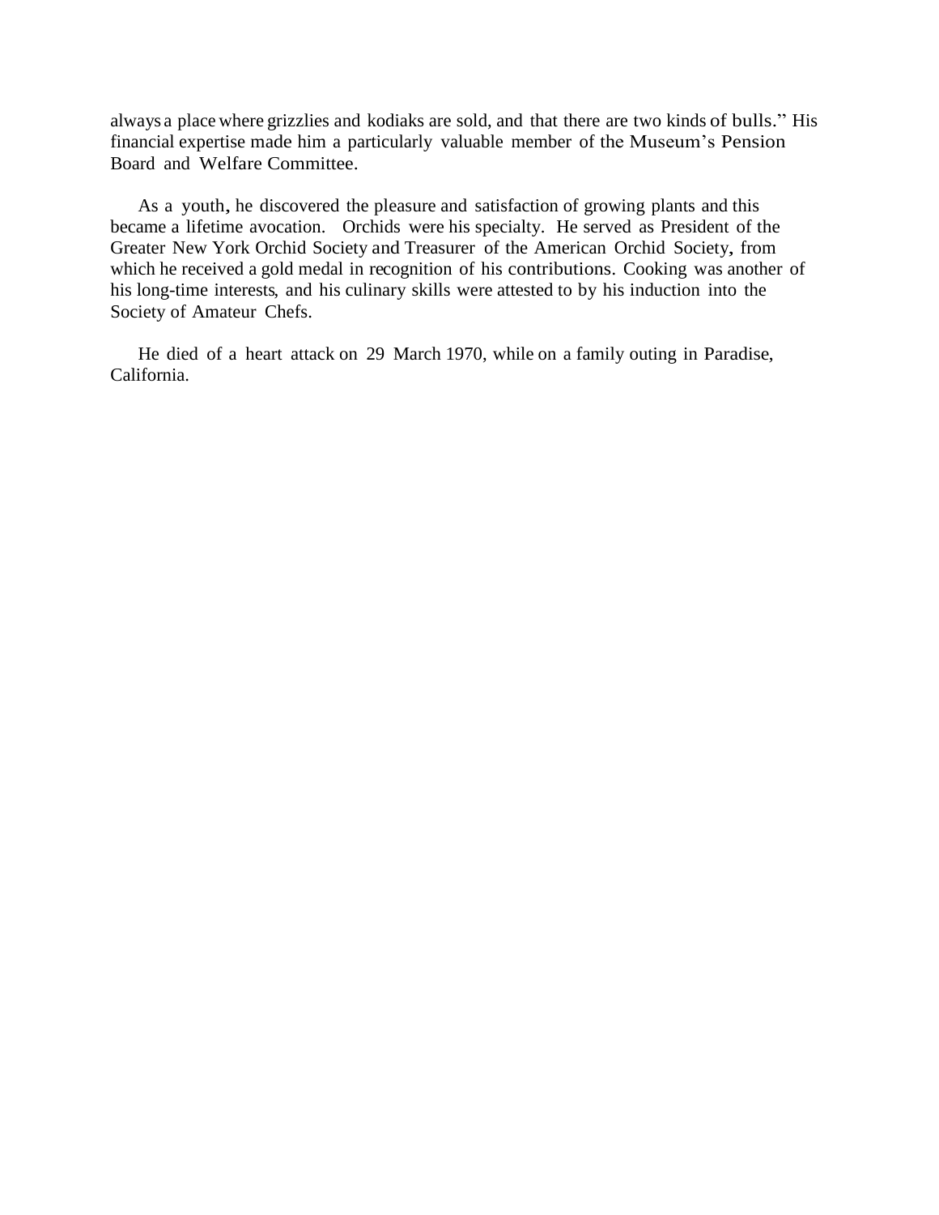always a place where grizzlies and kodiaks are sold, and that there are two kinds of bulls." His financial expertise made him a particularly valuable member of the Museum's Pension Board and Welfare Committee.

As a youth, he discovered the pleasure and satisfaction of growing plants and this became a lifetime avocation. Orchids were his specialty. He served as President of the Greater New York Orchid Society and Treasurer of the American Orchid Society, from which he received a gold medal in recognition of his contributions. Cooking was another of his long-time interests, and his culinary skills were attested to by his induction into the Society of Amateur Chefs.

He died of a heart attack on 29 March 1970, while on a family outing in Paradise, California.